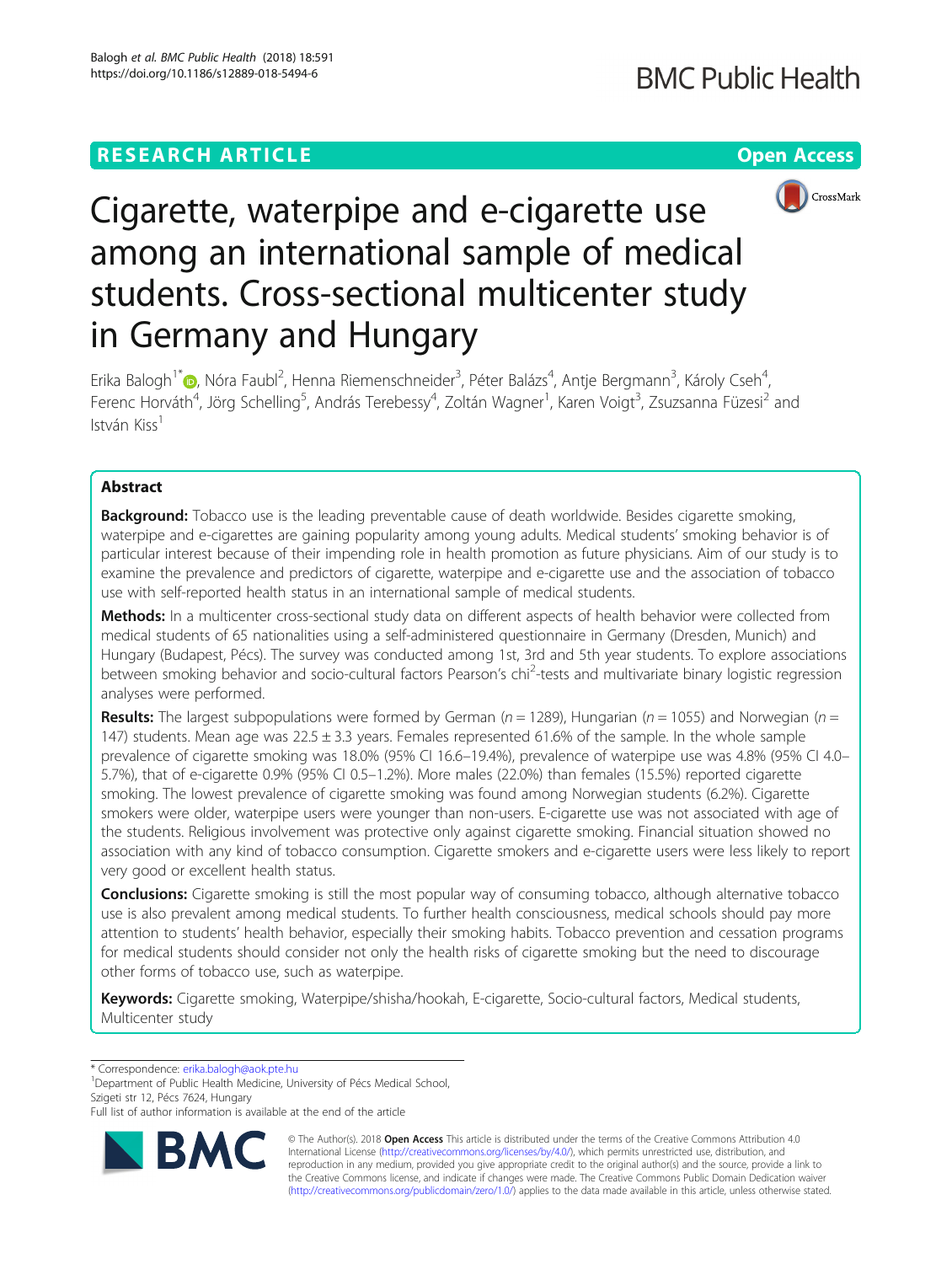RESEARCH ARTICLE

Open Access

# Cigarette, waterpipe and e-cigarette use among an international sample of medical students. Cross-sectional multicenter study in Germany and Hungary

Erika Balogh[1*], Nóra Faubl[2], Henna Riemenschneider[3], Péter Balázs[4], Antje Bergmann[3], Károly Cseh[4], Ferenc Horváth[4], Jörg Schelling[5], András Terebessy[4], Zoltán Wagner[1], Karen Voigt[3], Zsuzsanna Füzesi[2] and István Kiss[1]

## Abstract

**Background:** Tobacco use is the leading preventable cause of death worldwide. Besides cigarette smoking, waterpipe and e-cigarettes are gaining popularity among young adults. Medical students' smoking behavior is of particular interest because of their impending role in health promotion as future physicians. Aim of our study is to examine the prevalence and predictors of cigarette, waterpipe and e-cigarette use and the association of tobacco use with self-reported health status in an international sample of medical students.

**Methods:** In a multicenter cross-sectional study data on different aspects of health behavior were collected from medical students of 65 nationalities using a self-administered questionnaire in Germany (Dresden, Munich) and Hungary (Budapest, Pécs). The survey was conducted among 1st, 3rd and 5th year students. To explore associations between smoking behavior and socio-cultural factors Pearson's chi$^2$-tests and multivariate binary logistic regression analyses were performed.

**Results:** The largest subpopulations were formed by German ($n = 1289$), Hungarian ($n = 1055$) and Norwegian ($n = 147$) students. Mean age was 22.5 ± 3.3 years. Females represented 61.6% of the sample. In the whole sample prevalence of cigarette smoking was 18.0% (95% CI 16.6–19.4%), prevalence of waterpipe use was 4.8% (95% CI 4.0–5.7%), that of e-cigarette 0.9% (95% CI 0.5–1.2%). More males (22.0%) than females (15.5%) reported cigarette smoking. The lowest prevalence of cigarette smoking was found among Norwegian students (6.2%). Cigarette smokers were older, waterpipe users were younger than non-users. E-cigarette use was not associated with age of the students. Religious involvement was protective only against cigarette smoking. Financial situation showed no association with any kind of tobacco consumption. Cigarette smokers and e-cigarette users were less likely to report very good or excellent health status.

**Conclusions:** Cigarette smoking is still the most popular way of consuming tobacco, although alternative tobacco use is also prevalent among medical students. To further health consciousness, medical schools should pay more attention to students' health behavior, especially their smoking habits. Tobacco prevention and cessation programs for medical students should consider not only the health risks of cigarette smoking but the need to discourage other forms of tobacco use, such as waterpipe.

**Keywords:** Cigarette smoking, Waterpipe/shisha/hookah, E-cigarette, Socio-cultural factors, Medical students, Multicenter study

---

* Correspondence: erika.balogh@aok.pte.hu

[1]Department of Public Health Medicine, University of Pécs Medical School, Szigeti str 12, Pécs 7624, Hungary

Full list of author information is available at the end of the article

© The Author(s). 2018 **Open Access** This article is distributed under the terms of the Creative Commons Attribution 4.0 International License (http://creativecommons.org/licenses/by/4.0/), which permits unrestricted use, distribution, and reproduction in any medium, provided you give appropriate credit to the original author(s) and the source, provide a link to the Creative Commons license, and indicate if changes were made. The Creative Commons Public Domain Dedication waiver (http://creativecommons.org/publicdomain/zero/1.0/) applies to the data made available in this article, unless otherwise stated.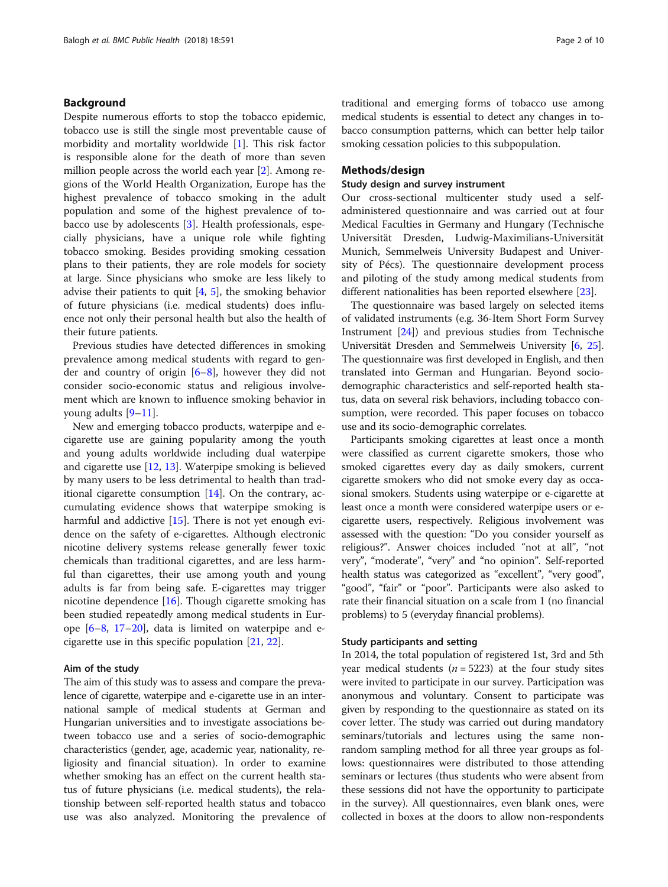## Background

Despite numerous efforts to stop the tobacco epidemic, tobacco use is still the single most preventable cause of morbidity and mortality worldwide [1]. This risk factor is responsible alone for the death of more than seven million people across the world each year [2]. Among regions of the World Health Organization, Europe has the highest prevalence of tobacco smoking in the adult population and some of the highest prevalence of tobacco use by adolescents [3]. Health professionals, especially physicians, have a unique role while fighting tobacco smoking. Besides providing smoking cessation plans to their patients, they are role models for society at large. Since physicians who smoke are less likely to advise their patients to quit [4, 5], the smoking behavior of future physicians (i.e. medical students) does influence not only their personal health but also the health of their future patients.

Previous studies have detected differences in smoking prevalence among medical students with regard to gender and country of origin [6–8], however they did not consider socio-economic status and religious involvement which are known to influence smoking behavior in young adults [9–11].

New and emerging tobacco products, waterpipe and e-cigarette use are gaining popularity among the youth and young adults worldwide including dual waterpipe and cigarette use [12, 13]. Waterpipe smoking is believed by many users to be less detrimental to health than traditional cigarette consumption [14]. On the contrary, accumulating evidence shows that waterpipe smoking is harmful and addictive [15]. There is not yet enough evidence on the safety of e-cigarettes. Although electronic nicotine delivery systems release generally fewer toxic chemicals than traditional cigarettes, and are less harmful than cigarettes, their use among youth and young adults is far from being safe. E-cigarettes may trigger nicotine dependence [16]. Though cigarette smoking has been studied repeatedly among medical students in Europe [6–8, 17–20], data is limited on waterpipe and e-cigarette use in this specific population [21, 22].

### Aim of the study

The aim of this study was to assess and compare the prevalence of cigarette, waterpipe and e-cigarette use in an international sample of medical students at German and Hungarian universities and to investigate associations between tobacco use and a series of socio-demographic characteristics (gender, age, academic year, nationality, religiosity and financial situation). In order to examine whether smoking has an effect on the current health status of future physicians (i.e. medical students), the relationship between self-reported health status and tobacco use was also analyzed. Monitoring the prevalence of traditional and emerging forms of tobacco use among medical students is essential to detect any changes in tobacco consumption patterns, which can better help tailor smoking cessation policies to this subpopulation.

## Methods/design

### Study design and survey instrument

Our cross-sectional multicenter study used a self-administered questionnaire and was carried out at four Medical Faculties in Germany and Hungary (Technische Universität Dresden, Ludwig-Maximilians-Universität Munich, Semmelweis University Budapest and University of Pécs). The questionnaire development process and piloting of the study among medical students from different nationalities has been reported elsewhere [23].

The questionnaire was based largely on selected items of validated instruments (e.g. 36-Item Short Form Survey Instrument [24]) and previous studies from Technische Universität Dresden and Semmelweis University [6, 25]. The questionnaire was first developed in English, and then translated into German and Hungarian. Beyond socio-demographic characteristics and self-reported health status, data on several risk behaviors, including tobacco consumption, were recorded. This paper focuses on tobacco use and its socio-demographic correlates.

Participants smoking cigarettes at least once a month were classified as current cigarette smokers, those who smoked cigarettes every day as daily smokers, current cigarette smokers who did not smoke every day as occasional smokers. Students using waterpipe or e-cigarette at least once a month were considered waterpipe users or e-cigarette users, respectively. Religious involvement was assessed with the question: "Do you consider yourself as religious?". Answer choices included "not at all", "not very", "moderate", "very" and "no opinion". Self-reported health status was categorized as "excellent", "very good", "good", "fair" or "poor". Participants were also asked to rate their financial situation on a scale from 1 (no financial problems) to 5 (everyday financial problems).

### Study participants and setting

In 2014, the total population of registered 1st, 3rd and 5th year medical students ($n = 5223$) at the four study sites were invited to participate in our survey. Participation was anonymous and voluntary. Consent to participate was given by responding to the questionnaire as stated on its cover letter. The study was carried out during mandatory seminars/tutorials and lectures using the same non-random sampling method for all three year groups as follows: questionnaires were distributed to those attending seminars or lectures (thus students who were absent from these sessions did not have the opportunity to participate in the survey). All questionnaires, even blank ones, were collected in boxes at the doors to allow non-respondents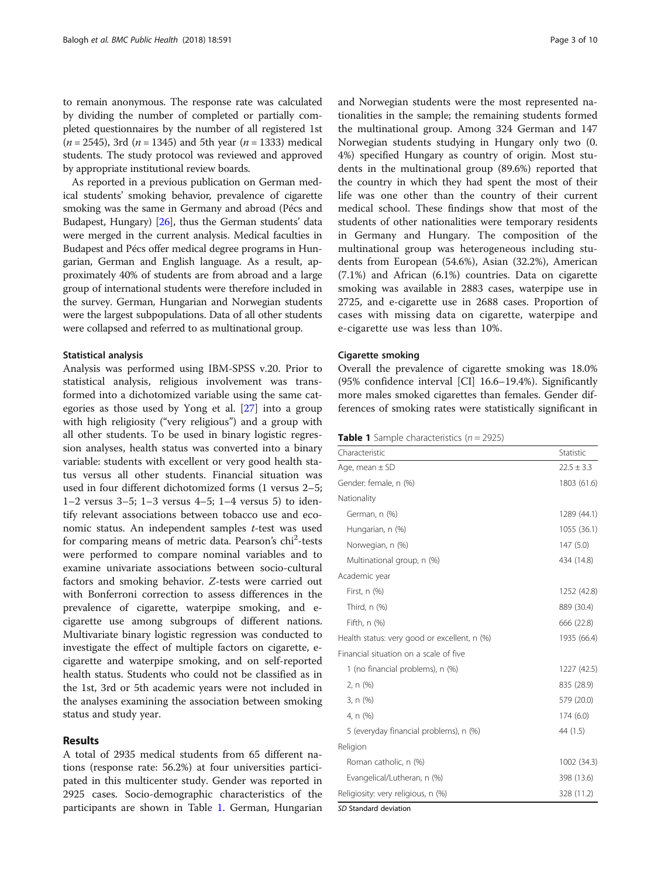to remain anonymous. The response rate was calculated by dividing the number of completed or partially completed questionnaires by the number of all registered 1st ($n = 2545$), 3rd ($n = 1345$) and 5th year ($n = 1333$) medical students. The study protocol was reviewed and approved by appropriate institutional review boards.

As reported in a previous publication on German medical students' smoking behavior, prevalence of cigarette smoking was the same in Germany and abroad (Pécs and Budapest, Hungary) [26], thus the German students' data were merged in the current analysis. Medical faculties in Budapest and Pécs offer medical degree programs in Hungarian, German and English language. As a result, approximately 40% of students are from abroad and a large group of international students were therefore included in the survey. German, Hungarian and Norwegian students were the largest subpopulations. Data of all other students were collapsed and referred to as multinational group.

### Statistical analysis

Analysis was performed using IBM-SPSS v.20. Prior to statistical analysis, religious involvement was transformed into a dichotomized variable using the same categories as those used by Yong et al. [27] into a group with high religiosity ("very religious") and a group with all other students. To be used in binary logistic regression analyses, health status was converted into a binary variable: students with excellent or very good health status versus all other students. Financial situation was used in four different dichotomized forms (1 versus 2–5; 1–2 versus 3–5; 1–3 versus 4–5; 1–4 versus 5) to identify relevant associations between tobacco use and economic status. An independent samples *t*-test was used for comparing means of metric data. Pearson's $\chi^2$-tests were performed to compare nominal variables and to examine univariate associations between socio-cultural factors and smoking behavior. *Z*-tests were carried out with Bonferroni correction to assess differences in the prevalence of cigarette, waterpipe smoking, and e-cigarette use among subgroups of different nations. Multivariate binary logistic regression was conducted to investigate the effect of multiple factors on cigarette, e-cigarette and waterpipe smoking, and on self-reported health status. Students who could not be classified as in the 1st, 3rd or 5th academic years were not included in the analyses examining the association between smoking status and study year.

## Results

A total of 2935 medical students from 65 different nations (response rate: 56.2%) at four universities participated in this multicenter study. Gender was reported in 2925 cases. Socio-demographic characteristics of the participants are shown in Table 1. German, Hungarian and Norwegian students were the most represented nationalities in the sample; the remaining students formed the multinational group. Among 324 German and 147 Norwegian students studying in Hungary only two (0.4%) specified Hungary as country of origin. Most students in the multinational group (89.6%) reported that the country in which they had spent the most of their life was one other than the country of their current medical school. These findings show that most of the students of other nationalities were temporary residents in Germany and Hungary. The composition of the multinational group was heterogeneous including students from European (54.6%), Asian (32.2%), American (7.1%) and African (6.1%) countries. Data on cigarette smoking was available in 2883 cases, waterpipe use in 2725, and e-cigarette use in 2688 cases. Proportion of cases with missing data on cigarette, waterpipe and e-cigarette use was less than 10%.

### Cigarette smoking

Overall the prevalence of cigarette smoking was 18.0% (95% confidence interval [CI] 16.6–19.4%). Significantly more males smoked cigarettes than females. Gender differences of smoking rates were statistically significant in

**Table 1** Sample characteristics ($n = 2925$)

| Characteristic | Statistic |
|---|---|
| Age, mean ± SD | 22.5 ± 3.3 |
| Gender: female, n (%) | 1803 (61.6) |
| Nationality | |
| German, n (%) | 1289 (44.1) |
| Hungarian, n (%) | 1055 (36.1) |
| Norwegian, n (%) | 147 (5.0) |
| Multinational group, n (%) | 434 (14.8) |
| Academic year | |
| First, n (%) | 1252 (42.8) |
| Third, n (%) | 889 (30.4) |
| Fifth, n (%) | 666 (22.8) |
| Health status: very good or excellent, n (%) | 1935 (66.4) |
| Financial situation on a scale of five | |
| 1 (no financial problems), n (%) | 1227 (42.5) |
| 2, n (%) | 835 (28.9) |
| 3, n (%) | 579 (20.0) |
| 4, n (%) | 174 (6.0) |
| 5 (everyday financial problems), n (%) | 44 (1.5) |
| Religion | |
| Roman catholic, n (%) | 1002 (34.3) |
| Evangelical/Lutheran, n (%) | 398 (13.6) |
| Religiosity: very religious, n (%) | 328 (11.2) |

*SD* Standard deviation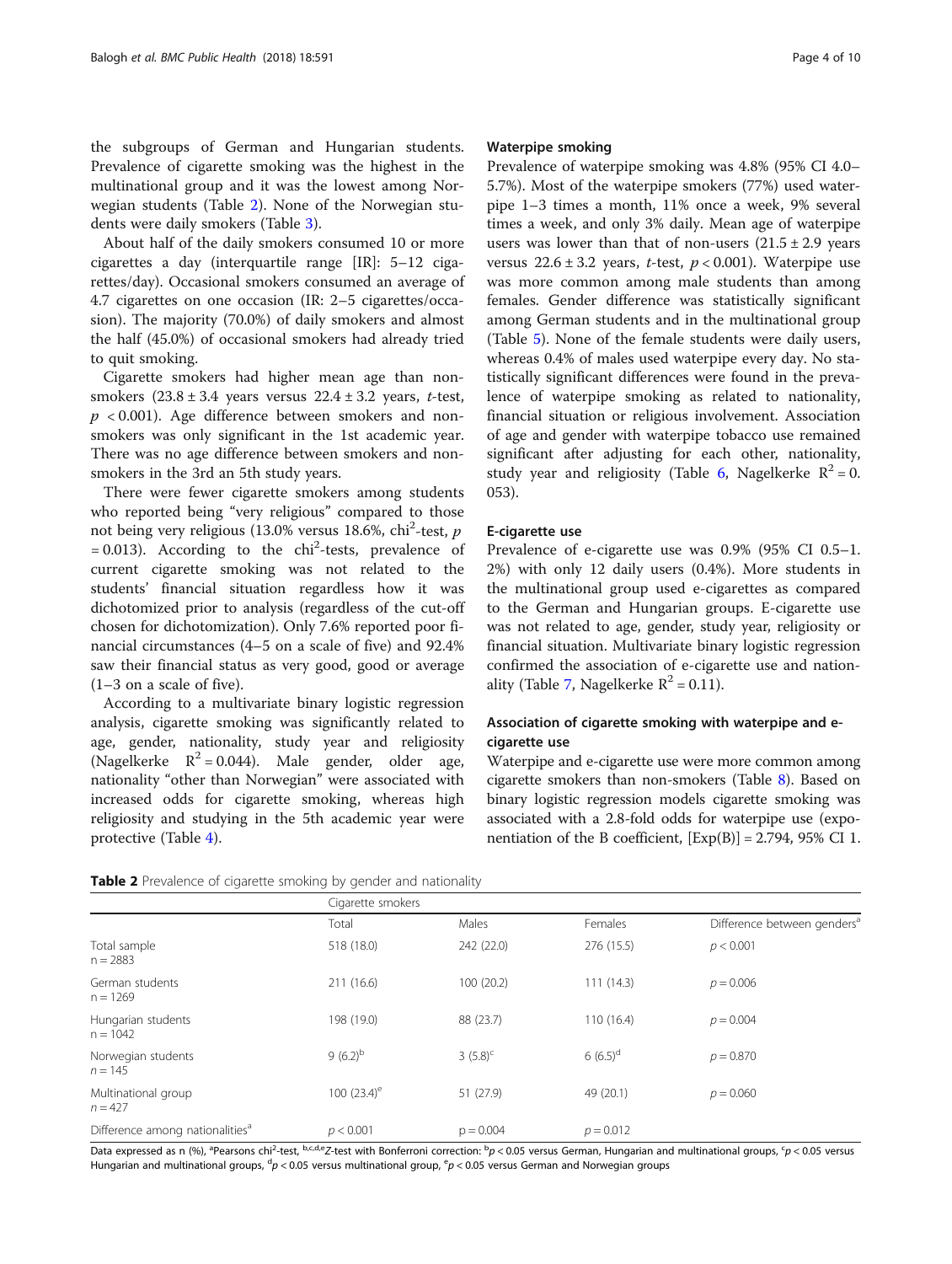the subgroups of German and Hungarian students. Prevalence of cigarette smoking was the highest in the multinational group and it was the lowest among Norwegian students (Table 2). None of the Norwegian students were daily smokers (Table 3).

About half of the daily smokers consumed 10 or more cigarettes a day (interquartile range [IR]: 5–12 cigarettes/day). Occasional smokers consumed an average of 4.7 cigarettes on one occasion (IR: 2–5 cigarettes/occasion). The majority (70.0%) of daily smokers and almost the half (45.0%) of occasional smokers had already tried to quit smoking.

Cigarette smokers had higher mean age than non-smokers (23.8 ± 3.4 years versus 22.4 ± 3.2 years, *t*-test, $p < 0.001$). Age difference between smokers and non-smokers was only significant in the 1st academic year. There was no age difference between smokers and non-smokers in the 3rd an 5th study years.

There were fewer cigarette smokers among students who reported being "very religious" compared to those not being very religious (13.0% versus 18.6%, chi$^2$-test, $p = 0.013$). According to the chi$^2$-tests, prevalence of current cigarette smoking was not related to the students' financial situation regardless how it was dichotomized prior to analysis (regardless of the cut-off chosen for dichotomization). Only 7.6% reported poor financial circumstances (4–5 on a scale of five) and 92.4% saw their financial status as very good, good or average (1–3 on a scale of five).

According to a multivariate binary logistic regression analysis, cigarette smoking was significantly related to age, gender, nationality, study year and religiosity (Nagelkerke $R^2 = 0.044$). Male gender, older age, nationality "other than Norwegian" were associated with increased odds for cigarette smoking, whereas high religiosity and studying in the 5th academic year were protective (Table 4).

### Waterpipe smoking

Prevalence of waterpipe smoking was 4.8% (95% CI 4.0–5.7%). Most of the waterpipe smokers (77%) used waterpipe 1–3 times a month, 11% once a week, 9% several times a week, and only 3% daily. Mean age of waterpipe users was lower than that of non-users (21.5 ± 2.9 years versus 22.6 ± 3.2 years, *t*-test, $p < 0.001$). Waterpipe use was more common among male students than among females. Gender difference was statistically significant among German students and in the multinational group (Table 5). None of the female students were daily users, whereas 0.4% of males used waterpipe every day. No statistically significant differences were found in the prevalence of waterpipe smoking as related to nationality, financial situation or religious involvement. Association of age and gender with waterpipe tobacco use remained significant after adjusting for each other, nationality, study year and religiosity (Table 6, Nagelkerke $R^2 = 0.053$).

### E-cigarette use

Prevalence of e-cigarette use was 0.9% (95% CI 0.5–1.2%) with only 12 daily users (0.4%). More students in the multinational group used e-cigarettes as compared to the German and Hungarian groups. E-cigarette use was not related to age, gender, study year, religiosity or financial situation. Multivariate binary logistic regression confirmed the association of e-cigarette use and nationality (Table 7, Nagelkerke $R^2 = 0.11$).

### Association of cigarette smoking with waterpipe and e-cigarette use

Waterpipe and e-cigarette use were more common among cigarette smokers than non-smokers (Table 8). Based on binary logistic regression models cigarette smoking was associated with a 2.8-fold odds for waterpipe use (exponentiation of the B coefficient, [Exp(B)] = 2.794, 95% CI 1.

**Table 2** Prevalence of cigarette smoking by gender and nationality

| | Cigarette smokers | | | |
|---|---|---|---|---|
| | Total | Males | Females | Difference between genders[a] |
| Total sample n = 2883 | 518 (18.0) | 242 (22.0) | 276 (15.5) | $p < 0.001$ |
| German students n = 1269 | 211 (16.6) | 100 (20.2) | 111 (14.3) | $p = 0.006$ |
| Hungarian students n = 1042 | 198 (19.0) | 88 (23.7) | 110 (16.4) | $p = 0.004$ |
| Norwegian students n = 145 | 9 (6.2)[b] | 3 (5.8)[c] | 6 (6.5)[d] | $p = 0.870$ |
| Multinational group n = 427 | 100 (23.4)[e] | 51 (27.9) | 49 (20.1) | $p = 0.060$ |
| Difference among nationalities[a] | $p < 0.001$ | $p = 0.004$ | $p = 0.012$ | |

Data expressed as n (%), [a]Pearsons chi$^2$-test, [b,c,d,e]Z-test with Bonferroni correction: [b]$p < 0.05$ versus German, Hungarian and multinational groups, [c]$p < 0.05$ versus Hungarian and multinational groups, [d]$p < 0.05$ versus multinational group, [e]$p < 0.05$ versus German and Norwegian groups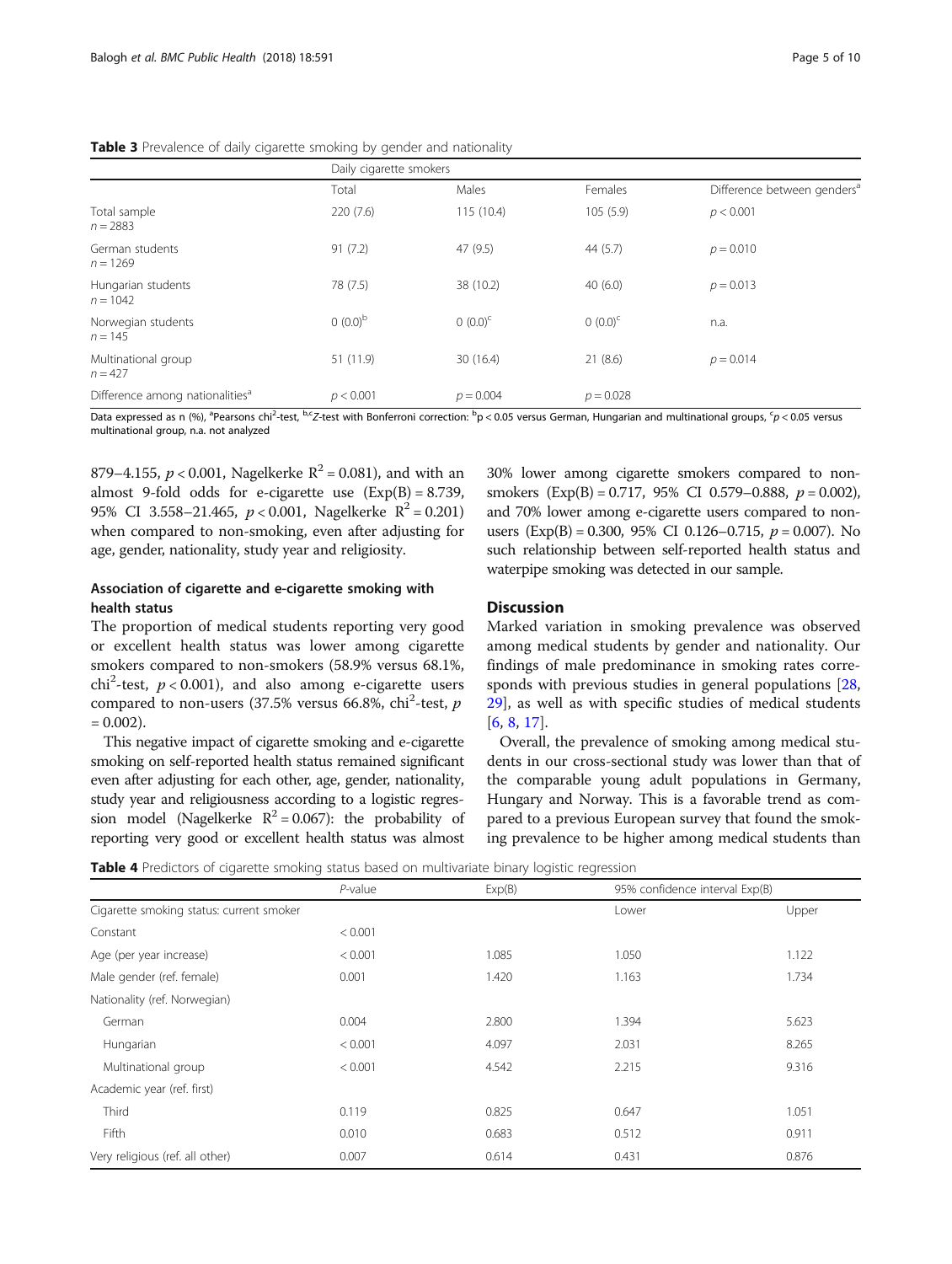**Table 3** Prevalence of daily cigarette smoking by gender and nationality

| | Daily cigarette smokers | | | |
|---|---|---|---|---|
| | Total | Males | Females | Difference between genders[a] |
| Total sample $n = 2883$ | 220 (7.6) | 115 (10.4) | 105 (5.9) | $p < 0.001$ |
| German students $n = 1269$ | 91 (7.2) | 47 (9.5) | 44 (5.7) | $p = 0.010$ |
| Hungarian students $n = 1042$ | 78 (7.5) | 38 (10.2) | 40 (6.0) | $p = 0.013$ |
| Norwegian students $n = 145$ | 0 (0.0)[b] | 0 (0.0)[c] | 0 (0.0)[c] | n.a. |
| Multinational group $n = 427$ | 51 (11.9) | 30 (16.4) | 21 (8.6) | $p = 0.014$ |
| Difference among nationalities[a] | $p < 0.001$ | $p = 0.004$ | $p = 0.028$ | |

Data expressed as n (%), [a]Pearsons chi$^2$-test, [b,c]Z-test with Bonferroni correction: [b]p < 0.05 versus German, Hungarian and multinational groups, [c]p < 0.05 versus multinational group, n.a. not analyzed

879–4.155, $p < 0.001$, Nagelkerke $R^2 = 0.081$), and with an almost 9-fold odds for e-cigarette use (Exp(B) = 8.739, 95% CI 3.558–21.465, $p < 0.001$, Nagelkerke $R^2 = 0.201$) when compared to non-smoking, even after adjusting for age, gender, nationality, study year and religiosity.

### Association of cigarette and e-cigarette smoking with health status

The proportion of medical students reporting very good or excellent health status was lower among cigarette smokers compared to non-smokers (58.9% versus 68.1%, chi$^2$-test, $p < 0.001$), and also among e-cigarette users compared to non-users (37.5% versus 66.8%, chi$^2$-test, $p = 0.002$).

This negative impact of cigarette smoking and e-cigarette smoking on self-reported health status remained significant even after adjusting for each other, age, gender, nationality, study year and religiousness according to a logistic regression model (Nagelkerke $R^2 = 0.067$): the probability of reporting very good or excellent health status was almost 30% lower among cigarette smokers compared to non-smokers (Exp(B) = 0.717, 95% CI 0.579–0.888, $p = 0.002$), and 70% lower among e-cigarette users compared to non-users (Exp(B) = 0.300, 95% CI 0.126–0.715, $p = 0.007$). No such relationship between self-reported health status and waterpipe smoking was detected in our sample.

## Discussion

Marked variation in smoking prevalence was observed among medical students by gender and nationality. Our findings of male predominance in smoking rates corresponds with previous studies in general populations [28, 29], as well as with specific studies of medical students [6, 8, 17].

Overall, the prevalence of smoking among medical students in our cross-sectional study was lower than that of the comparable young adult populations in Germany, Hungary and Norway. This is a favorable trend as compared to a previous European survey that found the smoking prevalence to be higher among medical students than

**Table 4** Predictors of cigarette smoking status based on multivariate binary logistic regression

| | P-value | Exp(B) | 95% confidence interval Exp(B) | |
|---|---|---|---|---|
| Cigarette smoking status: current smoker | | | Lower | Upper |
| Constant | < 0.001 | | | |
| Age (per year increase) | < 0.001 | 1.085 | 1.050 | 1.122 |
| Male gender (ref. female) | 0.001 | 1.420 | 1.163 | 1.734 |
| Nationality (ref. Norwegian) | | | | |
| German | 0.004 | 2.800 | 1.394 | 5.623 |
| Hungarian | < 0.001 | 4.097 | 2.031 | 8.265 |
| Multinational group | < 0.001 | 4.542 | 2.215 | 9.316 |
| Academic year (ref. first) | | | | |
| Third | 0.119 | 0.825 | 0.647 | 1.051 |
| Fifth | 0.010 | 0.683 | 0.512 | 0.911 |
| Very religious (ref. all other) | 0.007 | 0.614 | 0.431 | 0.876 |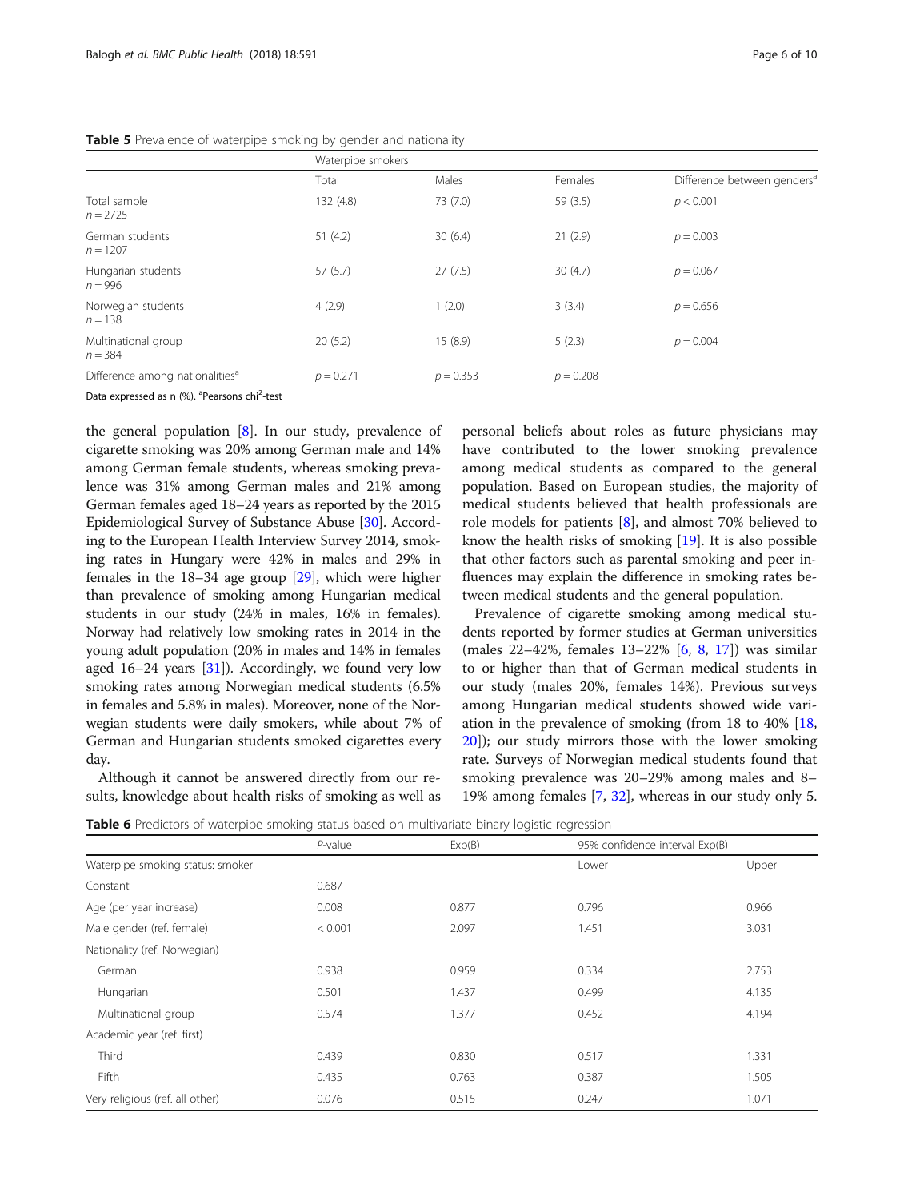**Table 5** Prevalence of waterpipe smoking by gender and nationality

| | Waterpipe smokers | | | |
|---|---|---|---|---|
| | Total | Males | Females | Difference between genders[a] |
| Total sample $n = 2725$ | 132 (4.8) | 73 (7.0) | 59 (3.5) | $p < 0.001$ |
| German students $n = 1207$ | 51 (4.2) | 30 (6.4) | 21 (2.9) | $p = 0.003$ |
| Hungarian students $n = 996$ | 57 (5.7) | 27 (7.5) | 30 (4.7) | $p = 0.067$ |
| Norwegian students $n = 138$ | 4 (2.9) | 1 (2.0) | 3 (3.4) | $p = 0.656$ |
| Multinational group $n = 384$ | 20 (5.2) | 15 (8.9) | 5 (2.3) | $p = 0.004$ |
| Difference among nationalities[a] | $p = 0.271$ | $p = 0.353$ | $p = 0.208$ | |

Data expressed as n (%). [a]Pearsons $\chi^2$-test

the general population [8]. In our study, prevalence of cigarette smoking was 20% among German male and 14% among German female students, whereas smoking prevalence was 31% among German males and 21% among German females aged 18–24 years as reported by the 2015 Epidemiological Survey of Substance Abuse [30]. According to the European Health Interview Survey 2014, smoking rates in Hungary were 42% in males and 29% in females in the 18–34 age group [29], which were higher than prevalence of smoking among Hungarian medical students in our study (24% in males, 16% in females). Norway had relatively low smoking rates in 2014 in the young adult population (20% in males and 14% in females aged 16–24 years [31]). Accordingly, we found very low smoking rates among Norwegian medical students (6.5% in females and 5.8% in males). Moreover, none of the Norwegian students were daily smokers, while about 7% of German and Hungarian students smoked cigarettes every day.

Although it cannot be answered directly from our results, knowledge about health risks of smoking as well as personal beliefs about roles as future physicians may have contributed to the lower smoking prevalence among medical students as compared to the general population. Based on European studies, the majority of medical students believed that health professionals are role models for patients [8], and almost 70% believed to know the health risks of smoking [19]. It is also possible that other factors such as parental smoking and peer influences may explain the difference in smoking rates between medical students and the general population.

Prevalence of cigarette smoking among medical students reported by former studies at German universities (males 22–42%, females 13–22% [6, 8, 17]) was similar to or higher than that of German medical students in our study (males 20%, females 14%). Previous surveys among Hungarian medical students showed wide variation in the prevalence of smoking (from 18 to 40% [18, 20]); our study mirrors those with the lower smoking rate. Surveys of Norwegian medical students found that smoking prevalence was 20–29% among males and 8–19% among females [7, 32], whereas in our study only 5.

**Table 6** Predictors of waterpipe smoking status based on multivariate binary logistic regression

| | *P*-value | Exp(B) | 95% confidence interval Exp(B) | |
|---|---|---|---|---|
| Waterpipe smoking status: smoker | | | Lower | Upper |
| Constant | 0.687 | | | |
| Age (per year increase) | 0.008 | 0.877 | 0.796 | 0.966 |
| Male gender (ref. female) | < 0.001 | 2.097 | 1.451 | 3.031 |
| Nationality (ref. Norwegian) | | | | |
| German | 0.938 | 0.959 | 0.334 | 2.753 |
| Hungarian | 0.501 | 1.437 | 0.499 | 4.135 |
| Multinational group | 0.574 | 1.377 | 0.452 | 4.194 |
| Academic year (ref. first) | | | | |
| Third | 0.439 | 0.830 | 0.517 | 1.331 |
| Fifth | 0.435 | 0.763 | 0.387 | 1.505 |
| Very religious (ref. all other) | 0.076 | 0.515 | 0.247 | 1.071 |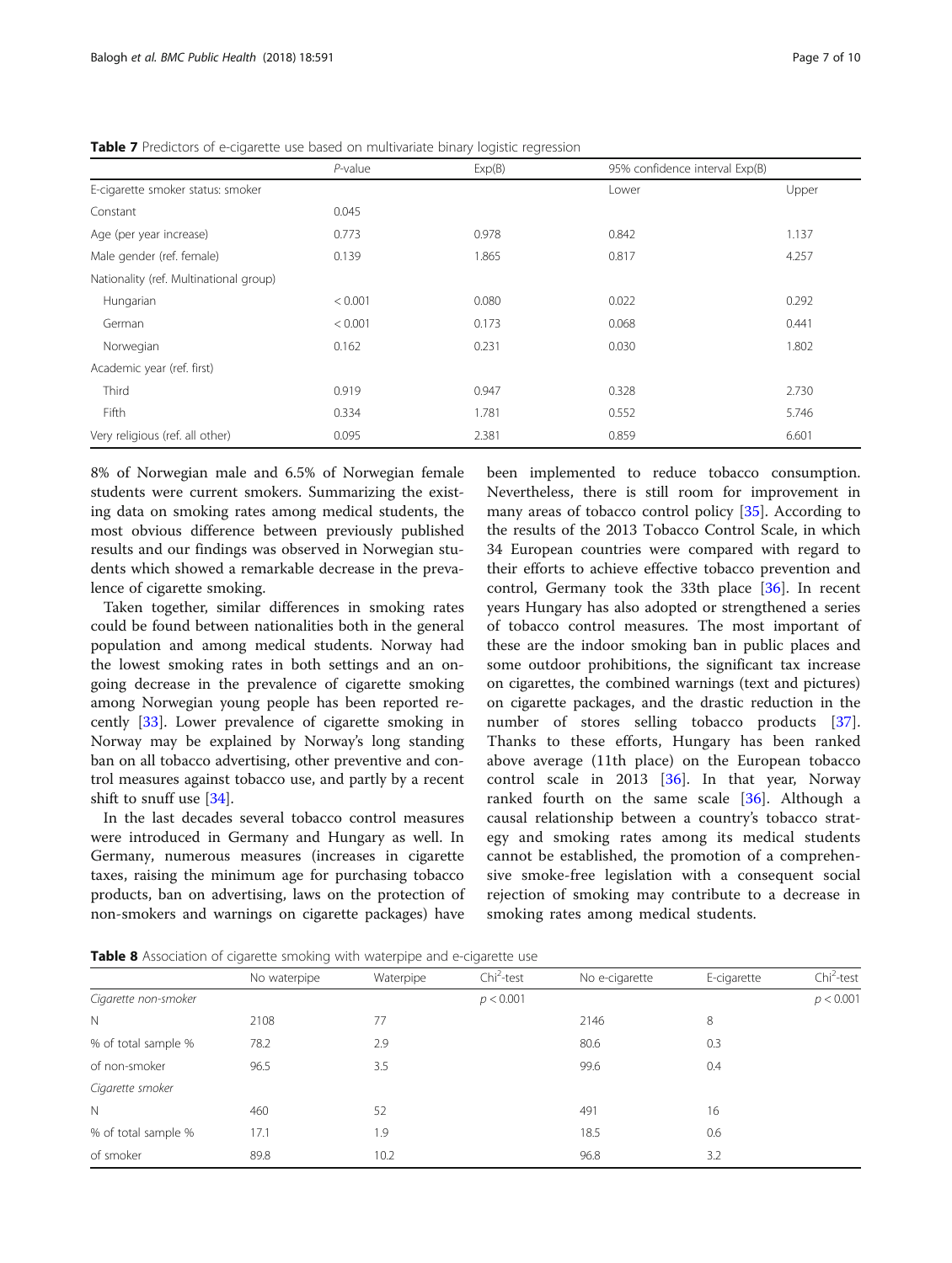**Table 7** Predictors of e-cigarette use based on multivariate binary logistic regression

| | *P*-value | Exp(B) | 95% confidence interval Exp(B) | |
|---|---|---|---|---|
| E-cigarette smoker status: smoker | | | Lower | Upper |
| Constant | 0.045 | | | |
| Age (per year increase) | 0.773 | 0.978 | 0.842 | 1.137 |
| Male gender (ref. female) | 0.139 | 1.865 | 0.817 | 4.257 |
| Nationality (ref. Multinational group) | | | | |
| Hungarian | < 0.001 | 0.080 | 0.022 | 0.292 |
| German | < 0.001 | 0.173 | 0.068 | 0.441 |
| Norwegian | 0.162 | 0.231 | 0.030 | 1.802 |
| Academic year (ref. first) | | | | |
| Third | 0.919 | 0.947 | 0.328 | 2.730 |
| Fifth | 0.334 | 1.781 | 0.552 | 5.746 |
| Very religious (ref. all other) | 0.095 | 2.381 | 0.859 | 6.601 |

8% of Norwegian male and 6.5% of Norwegian female students were current smokers. Summarizing the existing data on smoking rates among medical students, the most obvious difference between previously published results and our findings was observed in Norwegian students which showed a remarkable decrease in the prevalence of cigarette smoking.

Taken together, similar differences in smoking rates could be found between nationalities both in the general population and among medical students. Norway had the lowest smoking rates in both settings and an ongoing decrease in the prevalence of cigarette smoking among Norwegian young people has been reported recently [33]. Lower prevalence of cigarette smoking in Norway may be explained by Norway's long standing ban on all tobacco advertising, other preventive and control measures against tobacco use, and partly by a recent shift to snuff use [34].

In the last decades several tobacco control measures were introduced in Germany and Hungary as well. In Germany, numerous measures (increases in cigarette taxes, raising the minimum age for purchasing tobacco products, ban on advertising, laws on the protection of non-smokers and warnings on cigarette packages) have been implemented to reduce tobacco consumption. Nevertheless, there is still room for improvement in many areas of tobacco control policy [35]. According to the results of the 2013 Tobacco Control Scale, in which 34 European countries were compared with regard to their efforts to achieve effective tobacco prevention and control, Germany took the 33th place [36]. In recent years Hungary has also adopted or strengthened a series of tobacco control measures. The most important of these are the indoor smoking ban in public places and some outdoor prohibitions, the significant tax increase on cigarettes, the combined warnings (text and pictures) on cigarette packages, and the drastic reduction in the number of stores selling tobacco products [37]. Thanks to these efforts, Hungary has been ranked above average (11th place) on the European tobacco control scale in 2013 [36]. In that year, Norway ranked fourth on the same scale [36]. Although a causal relationship between a country's tobacco strategy and smoking rates among its medical students cannot be established, the promotion of a comprehensive smoke-free legislation with a consequent social rejection of smoking may contribute to a decrease in smoking rates among medical students.

**Table 8** Association of cigarette smoking with waterpipe and e-cigarette use

| | No waterpipe | Waterpipe | $Chi^2$-test | No e-cigarette | E-cigarette | $Chi^2$-test |
|---|---|---|---|---|---|---|
| *Cigarette non-smoker* | | | $p < 0.001$ | | | $p < 0.001$ |
| N | 2108 | 77 | | 2146 | 8 | |
| % of total sample % | 78.2 | 2.9 | | 80.6 | 0.3 | |
| of non-smoker | 96.5 | 3.5 | | 99.6 | 0.4 | |
| *Cigarette smoker* | | | | | | |
| N | 460 | 52 | | 491 | 16 | |
| % of total sample % | 17.1 | 1.9 | | 18.5 | 0.6 | |
| of smoker | 89.8 | 10.2 | | 96.8 | 3.2 | |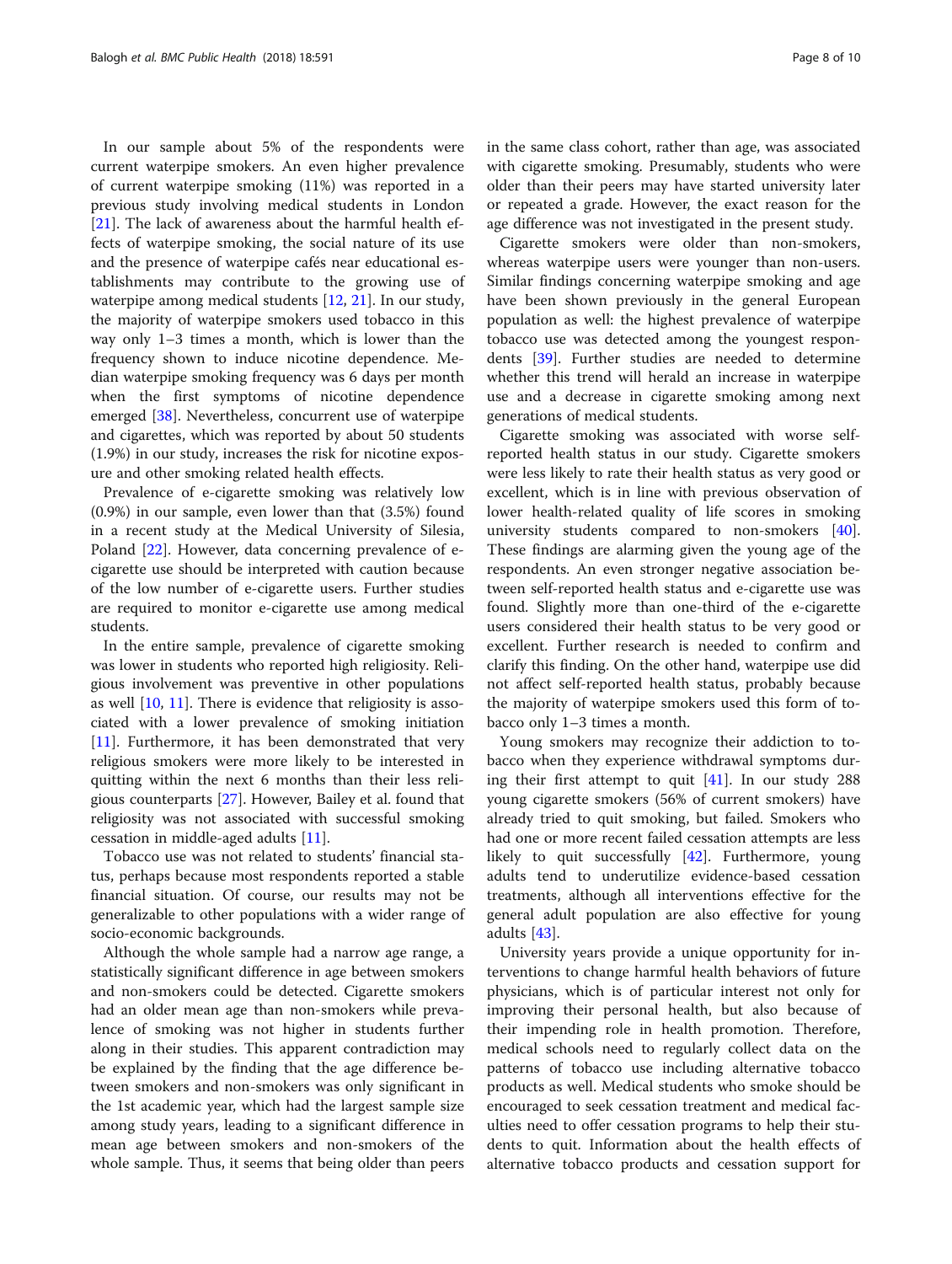In our sample about 5% of the respondents were current waterpipe smokers. An even higher prevalence of current waterpipe smoking (11%) was reported in a previous study involving medical students in London [21]. The lack of awareness about the harmful health effects of waterpipe smoking, the social nature of its use and the presence of waterpipe cafés near educational establishments may contribute to the growing use of waterpipe among medical students [12, 21]. In our study, the majority of waterpipe smokers used tobacco in this way only 1–3 times a month, which is lower than the frequency shown to induce nicotine dependence. Median waterpipe smoking frequency was 6 days per month when the first symptoms of nicotine dependence emerged [38]. Nevertheless, concurrent use of waterpipe and cigarettes, which was reported by about 50 students (1.9%) in our study, increases the risk for nicotine exposure and other smoking related health effects.

Prevalence of e-cigarette smoking was relatively low (0.9%) in our sample, even lower than that (3.5%) found in a recent study at the Medical University of Silesia, Poland [22]. However, data concerning prevalence of e-cigarette use should be interpreted with caution because of the low number of e-cigarette users. Further studies are required to monitor e-cigarette use among medical students.

In the entire sample, prevalence of cigarette smoking was lower in students who reported high religiosity. Religious involvement was preventive in other populations as well [10, 11]. There is evidence that religiosity is associated with a lower prevalence of smoking initiation [11]. Furthermore, it has been demonstrated that very religious smokers were more likely to be interested in quitting within the next 6 months than their less religious counterparts [27]. However, Bailey et al. found that religiosity was not associated with successful smoking cessation in middle-aged adults [11].

Tobacco use was not related to students' financial status, perhaps because most respondents reported a stable financial situation. Of course, our results may not be generalizable to other populations with a wider range of socio-economic backgrounds.

Although the whole sample had a narrow age range, a statistically significant difference in age between smokers and non-smokers could be detected. Cigarette smokers had an older mean age than non-smokers while prevalence of smoking was not higher in students further along in their studies. This apparent contradiction may be explained by the finding that the age difference between smokers and non-smokers was only significant in the 1st academic year, which had the largest sample size among study years, leading to a significant difference in mean age between smokers and non-smokers of the whole sample. Thus, it seems that being older than peers in the same class cohort, rather than age, was associated with cigarette smoking. Presumably, students who were older than their peers may have started university later or repeated a grade. However, the exact reason for the age difference was not investigated in the present study.

Cigarette smokers were older than non-smokers, whereas waterpipe users were younger than non-users. Similar findings concerning waterpipe smoking and age have been shown previously in the general European population as well: the highest prevalence of waterpipe tobacco use was detected among the youngest respondents [39]. Further studies are needed to determine whether this trend will herald an increase in waterpipe use and a decrease in cigarette smoking among next generations of medical students.

Cigarette smoking was associated with worse self-reported health status in our study. Cigarette smokers were less likely to rate their health status as very good or excellent, which is in line with previous observation of lower health-related quality of life scores in smoking university students compared to non-smokers [40]. These findings are alarming given the young age of the respondents. An even stronger negative association between self-reported health status and e-cigarette use was found. Slightly more than one-third of the e-cigarette users considered their health status to be very good or excellent. Further research is needed to confirm and clarify this finding. On the other hand, waterpipe use did not affect self-reported health status, probably because the majority of waterpipe smokers used this form of tobacco only 1–3 times a month.

Young smokers may recognize their addiction to tobacco when they experience withdrawal symptoms during their first attempt to quit [41]. In our study 288 young cigarette smokers (56% of current smokers) have already tried to quit smoking, but failed. Smokers who had one or more recent failed cessation attempts are less likely to quit successfully [42]. Furthermore, young adults tend to underutilize evidence-based cessation treatments, although all interventions effective for the general adult population are also effective for young adults [43].

University years provide a unique opportunity for interventions to change harmful health behaviors of future physicians, which is of particular interest not only for improving their personal health, but also because of their impending role in health promotion. Therefore, medical schools need to regularly collect data on the patterns of tobacco use including alternative tobacco products as well. Medical students who smoke should be encouraged to seek cessation treatment and medical faculties need to offer cessation programs to help their students to quit. Information about the health effects of alternative tobacco products and cessation support for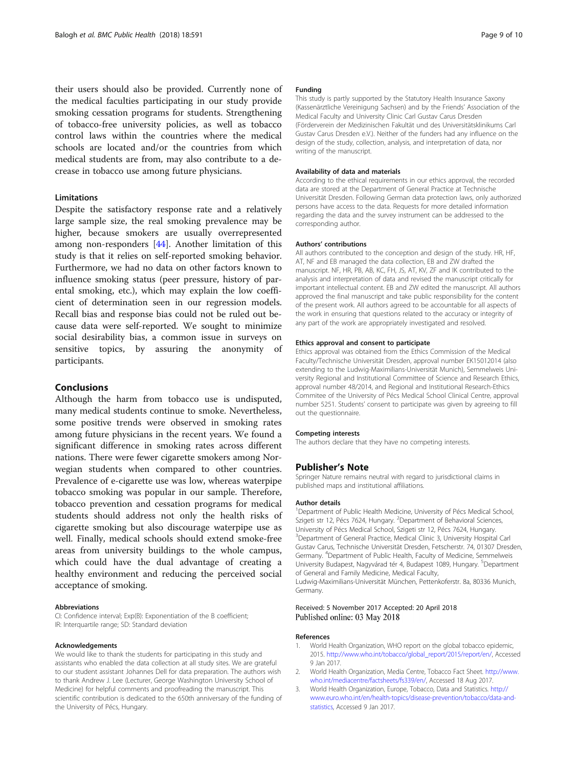their users should also be provided. Currently none of the medical faculties participating in our study provide smoking cessation programs for students. Strengthening of tobacco-free university policies, as well as tobacco control laws within the countries where the medical schools are located and/or the countries from which medical students are from, may also contribute to a decrease in tobacco use among future physicians.

### Limitations

Despite the satisfactory response rate and a relatively large sample size, the real smoking prevalence may be higher, because smokers are usually overrepresented among non-responders [44]. Another limitation of this study is that it relies on self-reported smoking behavior. Furthermore, we had no data on other factors known to influence smoking status (peer pressure, history of parental smoking, etc.), which may explain the low coefficient of determination seen in our regression models. Recall bias and response bias could not be ruled out because data were self-reported. We sought to minimize social desirability bias, a common issue in surveys on sensitive topics, by assuring the anonymity of participants.

## Conclusions

Although the harm from tobacco use is undisputed, many medical students continue to smoke. Nevertheless, some positive trends were observed in smoking rates among future physicians in the recent years. We found a significant difference in smoking rates across different nations. There were fewer cigarette smokers among Norwegian students when compared to other countries. Prevalence of e-cigarette use was low, whereas waterpipe tobacco smoking was popular in our sample. Therefore, tobacco prevention and cessation programs for medical students should address not only the health risks of cigarette smoking but also discourage waterpipe use as well. Finally, medical schools should extend smoke-free areas from university buildings to the whole campus, which could have the dual advantage of creating a healthy environment and reducing the perceived social acceptance of smoking.

#### Abbreviations

CI: Confidence interval; Exp(B): Exponentiation of the B coefficient; IR: Interquartile range; SD: Standard deviation

#### Acknowledgements

We would like to thank the students for participating in this study and assistants who enabled the data collection at all study sites. We are grateful to our student assistant Johannes Dell for data preparation. The authors wish to thank Andrew J. Lee (Lecturer, George Washington University School of Medicine) for helpful comments and proofreading the manuscript. This scientific contribution is dedicated to the 650th anniversary of the funding of the University of Pécs, Hungary.

#### Funding

This study is partly supported by the Statutory Health Insurance Saxony (Kassenärztliche Vereinigung Sachsen) and by the Friends' Association of the Medical Faculty and University Clinic Carl Gustav Carus Dresden (Förderverein der Medizinischen Fakultät und des Universitätsklinikums Carl Gustav Carus Dresden e.V.). Neither of the funders had any influence on the design of the study, collection, analysis, and interpretation of data, nor writing of the manuscript.

#### Availability of data and materials

According to the ethical requirements in our ethics approval, the recorded data are stored at the Department of General Practice at Technische Universität Dresden. Following German data protection laws, only authorized persons have access to the data. Requests for more detailed information regarding the data and the survey instrument can be addressed to the corresponding author.

#### Authors' contributions

All authors contributed to the conception and design of the study. HR, HF, AT, NF and EB managed the data collection, EB and ZW drafted the manuscript. NF, HR, PB, AB, KC, FH, JS, AT, KV, ZF and IK contributed to the analysis and interpretation of data and revised the manuscript critically for important intellectual content. EB and ZW edited the manuscript. All authors approved the final manuscript and take public responsibility for the content of the present work. All authors agreed to be accountable for all aspects of the work in ensuring that questions related to the accuracy or integrity of any part of the work are appropriately investigated and resolved.

#### Ethics approval and consent to participate

Ethics approval was obtained from the Ethics Commission of the Medical Faculty/Technische Universität Dresden, approval number EK15012014 (also extending to the Ludwig-Maximilians-Universität Munich), Semmelweis University Regional and Institutional Committee of Science and Research Ethics, approval number 48/2014, and Regional and Institutional Research-Ethics Commitee of the University of Pécs Medical School Clinical Centre, approval number 5251. Students' consent to participate was given by agreeing to fill out the questionnaire.

#### Competing interests

The authors declare that they have no competing interests.

## Publisher's Note

Springer Nature remains neutral with regard to jurisdictional claims in published maps and institutional affiliations.

#### Author details

[1]Department of Public Health Medicine, University of Pécs Medical School, Szigeti str 12, Pécs 7624, Hungary. [2]Department of Behavioral Sciences, University of Pécs Medical School, Szigeti str 12, Pécs 7624, Hungary. [3]Department of General Practice, Medical Clinic 3, University Hospital Carl Gustav Carus, Technische Universität Dresden, Fetscherstr. 74, 01307 Dresden, Germany. [4]Department of Public Health, Faculty of Medicine, Semmelweis University Budapest, Nagyvárad tér 4, Budapest 1089, Hungary. [5]Department of General and Family Medicine, Medical Faculty, Ludwig-Maximilians-Universität München, Pettenkoferstr. 8a, 80336 Munich, Germany.

Received: 5 November 2017 Accepted: 20 April 2018
Published online: 03 May 2018

#### References

1. World Health Organization, WHO report on the global tobacco epidemic, 2015. http://www.who.int/tobacco/global_report/2015/report/en/, Accessed 9 Jan 2017.
2. World Health Organization, Media Centre, Tobacco Fact Sheet. http://www.who.int/mediacentre/factsheets/fs339/en/, Accessed 18 Aug 2017.
3. World Health Organization, Europe, Tobacco, Data and Statistics. http://www.euro.who.int/en/health-topics/disease-prevention/tobacco/data-and-statistics, Accessed 9 Jan 2017.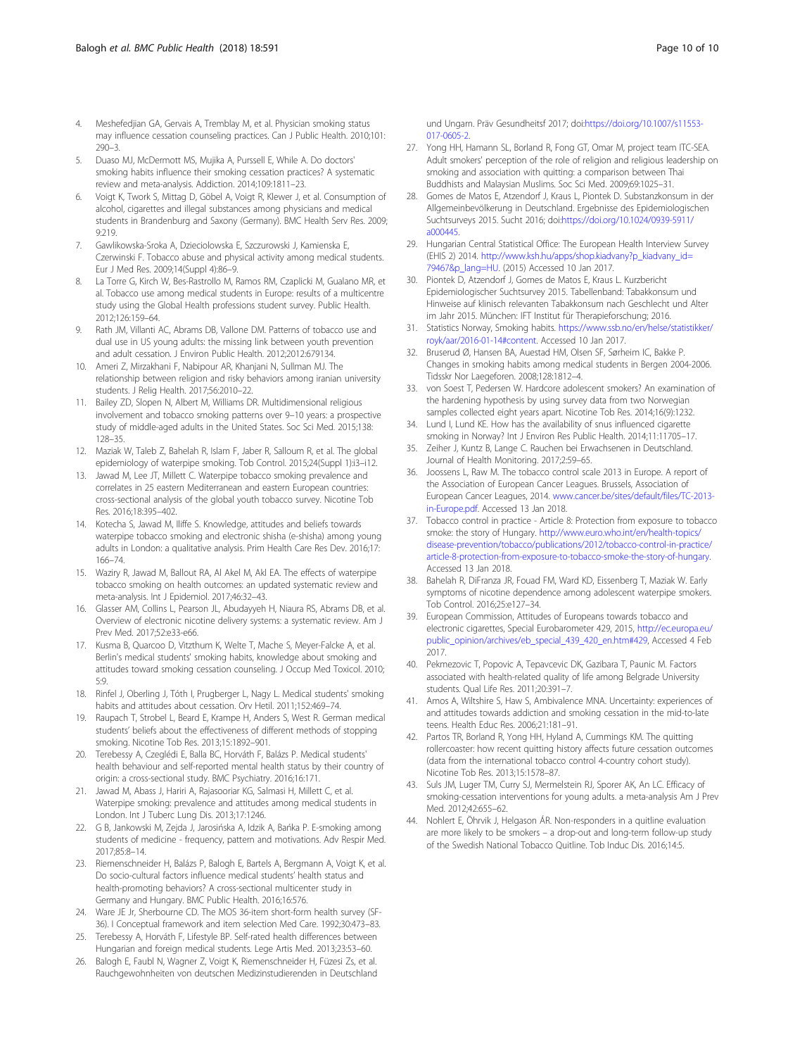4. Meshefedjian GA, Gervais A, Tremblay M, et al. Physician smoking status may influence cessation counseling practices. Can J Public Health. 2010;101:290–3.
5. Duaso MJ, McDermott MS, Mujika A, Purssell E, While A. Do doctors' smoking habits influence their smoking cessation practices? A systematic review and meta-analysis. Addiction. 2014;109:1811–23.
6. Voigt K, Twork S, Mittag D, Göbel A, Voigt R, Klewer J, et al. Consumption of alcohol, cigarettes and illegal substances among physicians and medical students in Brandenburg and Saxony (Germany). BMC Health Serv Res. 2009;9:219.
7. Gawlikowska-Sroka A, Dzieciolowska E, Szczurowski J, Kamienska E, Czerwinski F. Tobacco abuse and physical activity among medical students. Eur J Med Res. 2009;14(Suppl 4):86–9.
8. La Torre G, Kirch W, Bes-Rastrollo M, Ramos RM, Czaplicki M, Gualano MR, et al. Tobacco use among medical students in Europe: results of a multicentre study using the Global Health professions student survey. Public Health. 2012;126:159–64.
9. Rath JM, Villanti AC, Abrams DB, Vallone DM. Patterns of tobacco use and dual use in US young adults: the missing link between youth prevention and adult cessation. J Environ Public Health. 2012;2012:679134.
10. Ameri Z, Mirzakhani F, Nabipour AR, Khanjani N, Sullman MJ. The relationship between religion and risky behaviors among iranian university students. J Relig Health. 2017;56:2010–22.
11. Bailey ZD, Slopen N, Albert M, Williams DR. Multidimensional religious involvement and tobacco smoking patterns over 9–10 years: a prospective study of middle-aged adults in the United States. Soc Sci Med. 2015;138:128–35.
12. Maziak W, Taleb Z, Bahelah R, Islam F, Jaber R, Salloum R, et al. The global epidemiology of waterpipe smoking. Tob Control. 2015;24(Suppl 1):i3–i12.
13. Jawad M, Lee JT, Millett C. Waterpipe tobacco smoking prevalence and correlates in 25 eastern Mediterranean and eastern European countries: cross-sectional analysis of the global youth tobacco survey. Nicotine Tob Res. 2016;18:395–402.
14. Kotecha S, Jawad M, Iliffe S. Knowledge, attitudes and beliefs towards waterpipe tobacco smoking and electronic shisha (e-shisha) among young adults in London: a qualitative analysis. Prim Health Care Res Dev. 2016;17:166–74.
15. Waziry R, Jawad M, Ballout RA, Al Akel M, Akl EA. The effects of waterpipe tobacco smoking on health outcomes: an updated systematic review and meta-analysis. Int J Epidemiol. 2017;46:32–43.
16. Glasser AM, Collins L, Pearson JL, Abudayyeh H, Niaura RS, Abrams DB, et al. Overview of electronic nicotine delivery systems: a systematic review. Am J Prev Med. 2017;52:e33-e66.
17. Kusma B, Quarcoo D, Vitzthum K, Welte T, Mache S, Meyer-Falcke A, et al. Berlin's medical students' smoking habits, knowledge about smoking and attitudes toward smoking cessation counseling. J Occup Med Toxicol. 2010;5:9.
18. Rinfel J, Oberling J, Tóth I, Prugberger L, Nagy L. Medical students' smoking habits and attitudes about cessation. Orv Hetil. 2011;152:469–74.
19. Raupach T, Strobel L, Beard E, Krampe H, Anders S, West R. German medical students' beliefs about the effectiveness of different methods of stopping smoking. Nicotine Tob Res. 2013;15:1892–901.
20. Terebessy A, Czeglédi E, Balla BC, Horváth F, Balázs P. Medical students' health behaviour and self-reported mental health status by their country of origin: a cross-sectional study. BMC Psychiatry. 2016;16:171.
21. Jawad M, Abass J, Hariri A, Rajasooriar KG, Salmasi H, Millett C, et al. Waterpipe smoking: prevalence and attitudes among medical students in London. Int J Tuberc Lung Dis. 2013;17:1246.
22. G B, Jankowski M, Zejda J, Jarosińska A, Idzik A, Bańka P. E-smoking among students of medicine - frequency, pattern and motivations. Adv Respir Med. 2017;85:8–14.
23. Riemenschneider H, Balázs P, Balogh E, Bartels A, Bergmann A, Voigt K, et al. Do socio-cultural factors influence medical students' health status and health-promoting behaviors? A cross-sectional multicenter study in Germany and Hungary. BMC Public Health. 2016;16:576.
24. Ware JE Jr, Sherbourne CD. The MOS 36-item short-form health survey (SF-36). I Conceptual framework and item selection Med Care. 1992;30:473–83.
25. Terebessy A, Horváth F, Lifestyle BP. Self-rated health differences between Hungarian and foreign medical students. Lege Artis Med. 2013;23:53–60.
26. Balogh E, Faubl N, Wagner Z, Voigt K, Riemenschneider H, Füzesi Zs, et al. Rauchgewohnheiten von deutschen Medizinstudierenden in Deutschland und Ungarn. Präv Gesundheitsf 2017; doi:https://doi.org/10.1007/s11553-017-0605-2.
27. Yong HH, Hamann SL, Borland R, Fong GT, Omar M, project team ITC-SEA. Adult smokers' perception of the role of religion and religious leadership on smoking and association with quitting: a comparison between Thai Buddhists and Malaysian Muslims. Soc Sci Med. 2009;69:1025–31.
28. Gomes de Matos E, Atzendorf J, Kraus L, Piontek D. Substanzkonsum in der Allgemeinbevölkerung in Deutschland. Ergebnisse des Epidemiologischen Suchtsurveys 2015. Sucht 2016; doi:https://doi.org/10.1024/0939-5911/a000445.
29. Hungarian Central Statistical Office: The European Health Interview Survey (EHIS 2) 2014. http://www.ksh.hu/apps/shop.kiadvany?p_kiadvany_id=79467&p_lang=HU. (2015) Accessed 10 Jan 2017.
30. Piontek D, Atzendorf J, Gomes de Matos E, Kraus L. Kurzbericht Epidemiologischer Suchtsurvey 2015. Tabellenband: Tabakkonsum und Hinweise auf klinisch relevanten Tabakkonsum nach Geschlecht und Alter im Jahr 2015. München: IFT Institut für Therapieforschung; 2016.
31. Statistics Norway, Smoking habits. https://www.ssb.no/en/helse/statistikker/royk/aar/2016-01-14#content. Accessed 10 Jan 2017.
32. Bruserud Ø, Hansen BA, Auestad HM, Olsen SF, Sørheim IC, Bakke P. Changes in smoking habits among medical students in Bergen 2004-2006. Tidsskr Nor Laegeforen. 2008;128:1812–4.
33. von Soest T, Pedersen W. Hardcore adolescent smokers? An examination of the hardening hypothesis by using survey data from two Norwegian samples collected eight years apart. Nicotine Tob Res. 2014;16(9):1232.
34. Lund I, Lund KE. How has the availability of snus influenced cigarette smoking in Norway? Int J Environ Res Public Health. 2014;11:11705–17.
35. Zeiher J, Kuntz B, Lange C. Rauchen bei Erwachsenen in Deutschland. Journal of Health Monitoring. 2017;2:59–65.
36. Joossens L, Raw M. The tobacco control scale 2013 in Europe. A report of the Association of European Cancer Leagues. Brussels, Association of European Cancer Leagues, 2014. www.cancer.be/sites/default/files/TC-2013-in-Europe.pdf. Accessed 13 Jan 2018.
37. Tobacco control in practice - Article 8: Protection from exposure to tobacco smoke: the story of Hungary. http://www.euro.who.int/en/health-topics/disease-prevention/tobacco/publications/2012/tobacco-control-in-practice/article-8-protection-from-exposure-to-tobacco-smoke-the-story-of-hungary. Accessed 13 Jan 2018.
38. Bahelah R, DiFranza JR, Fouad FM, Ward KD, Eissenberg T, Maziak W. Early symptoms of nicotine dependence among adolescent waterpipe smokers. Tob Control. 2016;25:e127–34.
39. European Commission, Attitudes of Europeans towards tobacco and electronic cigarettes, Special Eurobarometer 429, 2015, http://ec.europa.eu/public_opinion/archives/eb_special_439_420_en.htm#429, Accessed 4 Feb 2017.
40. Pekmezovic T, Popovic A, Tepavcevic DK, Gazibara T, Paunic M. Factors associated with health-related quality of life among Belgrade University students. Qual Life Res. 2011;20:391–7.
41. Amos A, Wiltshire S, Haw S, Ambivalence MNA. Uncertainty: experiences of and attitudes towards addiction and smoking cessation in the mid-to-late teens. Health Educ Res. 2006;21:181–91.
42. Partos TR, Borland R, Yong HH, Hyland A, Cummings KM. The quitting rollercoaster: how recent quitting history affects future cessation outcomes (data from the international tobacco control 4-country cohort study). Nicotine Tob Res. 2013;15:1578–87.
43. Suls JM, Luger TM, Curry SJ, Mermelstein RJ, Sporer AK, An LC. Efficacy of smoking-cessation interventions for young adults. a meta-analysis Am J Prev Med. 2012;42:655–62.
44. Nohlert E, Öhrvik J, Helgason ÁR. Non-responders in a quitline evaluation are more likely to be smokers – a drop-out and long-term follow-up study of the Swedish National Tobacco Quitline. Tob Induc Dis. 2016;14:5.